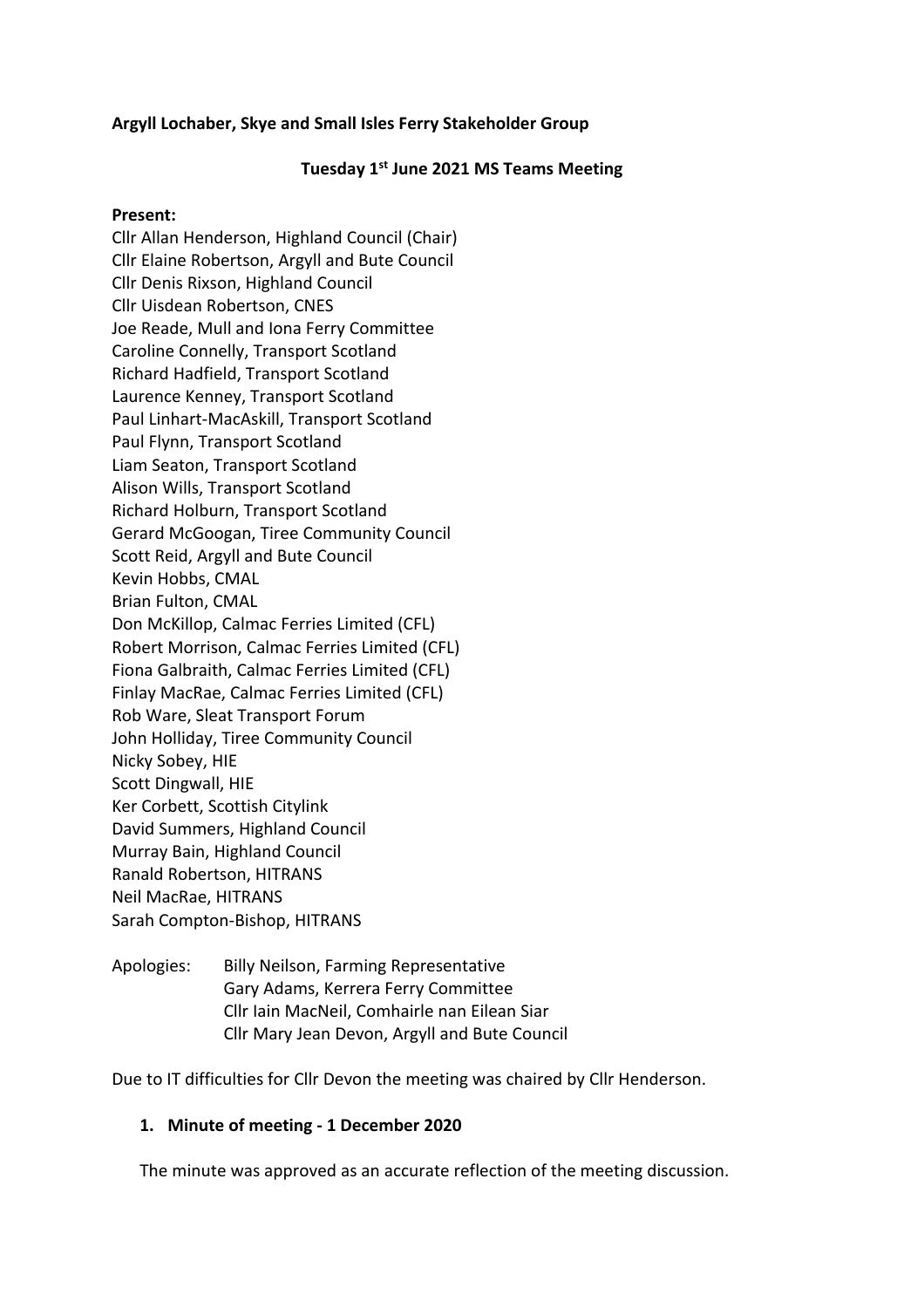**Argyll Lochaber, Skye and Small Isles Ferry Stakeholder Group**

**Tuesday 1st June 2021 MS Teams Meeting**

**Present:**

Cllr Allan Henderson, Highland Council (Chair)
Cllr Elaine Robertson, Argyll and Bute Council
Cllr Denis Rixson, Highland Council
Cllr Uisdean Robertson, CNES
Joe Reade, Mull and Iona Ferry Committee
Caroline Connelly, Transport Scotland
Richard Hadfield, Transport Scotland
Laurence Kenney, Transport Scotland
Paul Linhart-MacAskill, Transport Scotland
Paul Flynn, Transport Scotland
Liam Seaton, Transport Scotland
Alison Wills, Transport Scotland
Richard Holburn, Transport Scotland
Gerard McGoogan, Tiree Community Council
Scott Reid, Argyll and Bute Council
Kevin Hobbs, CMAL
Brian Fulton, CMAL
Don McKillop, Calmac Ferries Limited (CFL)
Robert Morrison, Calmac Ferries Limited (CFL)
Fiona Galbraith, Calmac Ferries Limited (CFL)
Finlay MacRae, Calmac Ferries Limited (CFL)
Rob Ware, Sleat Transport Forum
John Holliday, Tiree Community Council
Nicky Sobey, HIE
Scott Dingwall, HIE
Ker Corbett, Scottish Citylink
David Summers, Highland Council
Murray Bain, Highland Council
Ranald Robertson, HITRANS
Neil MacRae, HITRANS
Sarah Compton-Bishop, HITRANS

Apologies: Billy Neilson, Farming Representative
Gary Adams, Kerrera Ferry Committee
Cllr Iain MacNeil, Comhairle nan Eilean Siar
Cllr Mary Jean Devon, Argyll and Bute Council

Due to IT difficulties for Cllr Devon the meeting was chaired by Cllr Henderson.

**1. Minute of meeting - 1 December 2020**

The minute was approved as an accurate reflection of the meeting discussion.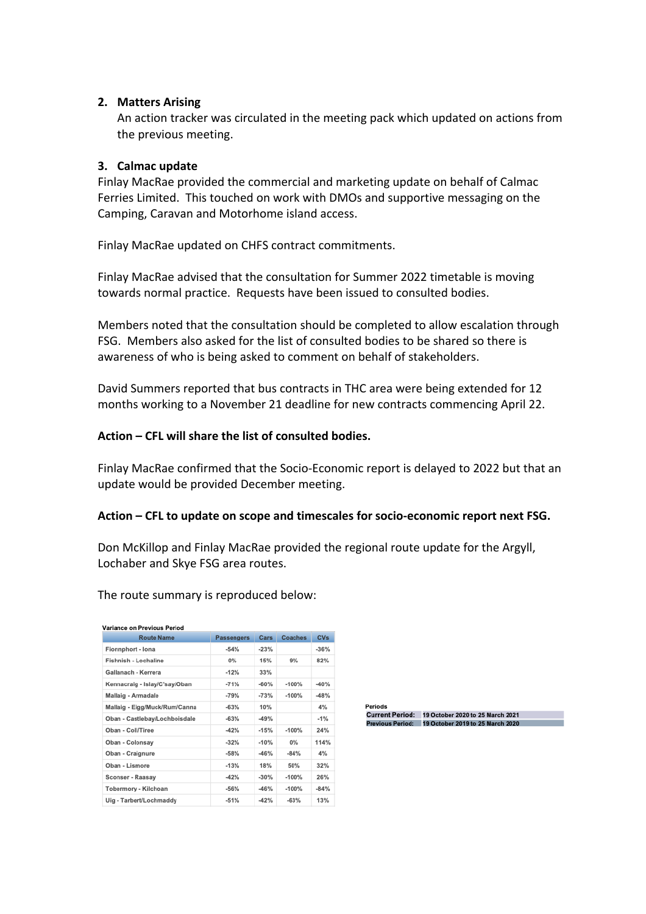**2. Matters Arising**

An action tracker was circulated in the meeting pack which updated on actions from the previous meeting.

**3. Calmac update**

Finlay MacRae provided the commercial and marketing update on behalf of Calmac Ferries Limited. This touched on work with DMOs and supportive messaging on the Camping, Caravan and Motorhome island access.

Finlay MacRae updated on CHFS contract commitments.

Finlay MacRae advised that the consultation for Summer 2022 timetable is moving towards normal practice. Requests have been issued to consulted bodies.

Members noted that the consultation should be completed to allow escalation through FSG. Members also asked for the list of consulted bodies to be shared so there is awareness of who is being asked to comment on behalf of stakeholders.

David Summers reported that bus contracts in THC area were being extended for 12 months working to a November 21 deadline for new contracts commencing April 22.

**Action – CFL will share the list of consulted bodies.**

Finlay MacRae confirmed that the Socio-Economic report is delayed to 2022 but that an update would be provided December meeting.

**Action – CFL to update on scope and timescales for socio-economic report next FSG.**

Don McKillop and Finlay MacRae provided the regional route update for the Argyll, Lochaber and Skye FSG area routes.

The route summary is reproduced below:

Variance on Previous Period

| Route Name | Passengers | Cars | Coaches | CVs |
|---|---|---|---|---|
| Fionnphort - Iona | -54% | -23% | | -36% |
| Fishnish - Lochaline | 0% | 15% | 9% | 82% |
| Gallanach - Kerrera | -12% | 33% | | |
| Kennacraig - Islay/C'say/Oban | -71% | -60% | -100% | -40% |
| Mallaig - Armadale | -79% | -73% | -100% | -48% |
| Mallaig - Eigg/Muck/Rum/Canna | -63% | 10% | | 4% |
| Oban - Castlebay/Lochboisdale | -63% | -49% | | -1% |
| Oban - Coll/Tiree | -42% | -15% | -100% | 24% |
| Oban - Colonsay | -32% | -10% | 0% | 114% |
| Oban - Craignure | -58% | -46% | -84% | 4% |
| Oban - Lismore | -13% | 18% | 50% | 32% |
| Sconser - Raasay | -42% | -30% | -100% | 26% |
| Tobermory - Kilchoan | -56% | -46% | -100% | -84% |
| Uig - Tarbert/Lochmaddy | -51% | -42% | -63% | 13% |

Periods

| | |
|---|---|
| Current Period: | 19 October 2020 to 25 March 2021 |
| Previous Period: | 19 October 2019 to 25 March 2020 |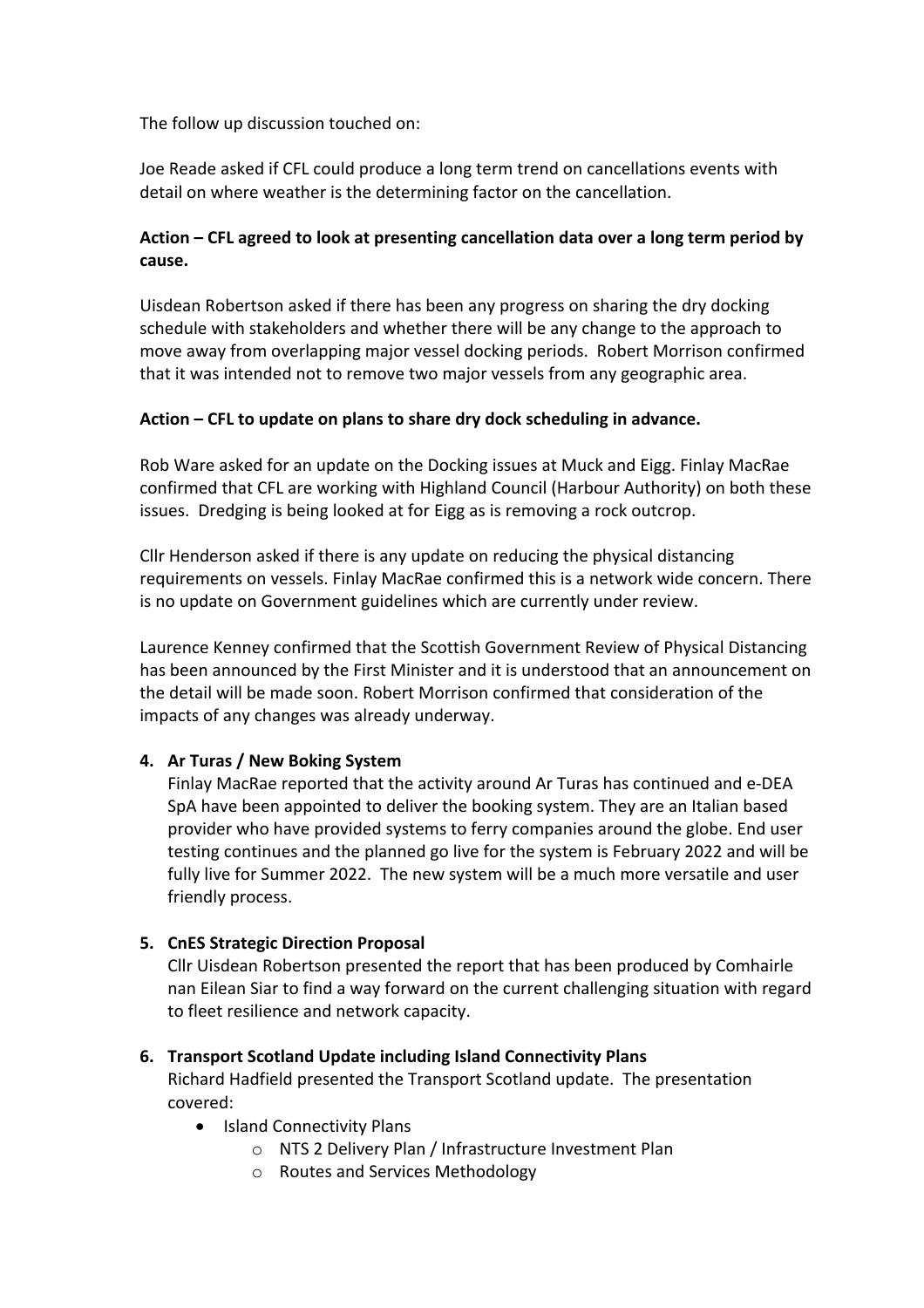The follow up discussion touched on:

Joe Reade asked if CFL could produce a long term trend on cancellations events with detail on where weather is the determining factor on the cancellation.

**Action – CFL agreed to look at presenting cancellation data over a long term period by cause.**

Uisdean Robertson asked if there has been any progress on sharing the dry docking schedule with stakeholders and whether there will be any change to the approach to move away from overlapping major vessel docking periods. Robert Morrison confirmed that it was intended not to remove two major vessels from any geographic area.

**Action – CFL to update on plans to share dry dock scheduling in advance.**

Rob Ware asked for an update on the Docking issues at Muck and Eigg. Finlay MacRae confirmed that CFL are working with Highland Council (Harbour Authority) on both these issues. Dredging is being looked at for Eigg as is removing a rock outcrop.

Cllr Henderson asked if there is any update on reducing the physical distancing requirements on vessels. Finlay MacRae confirmed this is a network wide concern. There is no update on Government guidelines which are currently under review.

Laurence Kenney confirmed that the Scottish Government Review of Physical Distancing has been announced by the First Minister and it is understood that an announcement on the detail will be made soon. Robert Morrison confirmed that consideration of the impacts of any changes was already underway.

4. **Ar Turas / New Boking System**
   Finlay MacRae reported that the activity around Ar Turas has continued and e-DEA SpA have been appointed to deliver the booking system. They are an Italian based provider who have provided systems to ferry companies around the globe. End user testing continues and the planned go live for the system is February 2022 and will be fully live for Summer 2022. The new system will be a much more versatile and user friendly process.

5. **CnES Strategic Direction Proposal**
   Cllr Uisdean Robertson presented the report that has been produced by Comhairle nan Eilean Siar to find a way forward on the current challenging situation with regard to fleet resilience and network capacity.

6. **Transport Scotland Update including Island Connectivity Plans**
   Richard Hadfield presented the Transport Scotland update. The presentation covered:
   - Island Connectivity Plans
     - NTS 2 Delivery Plan / Infrastructure Investment Plan
     - Routes and Services Methodology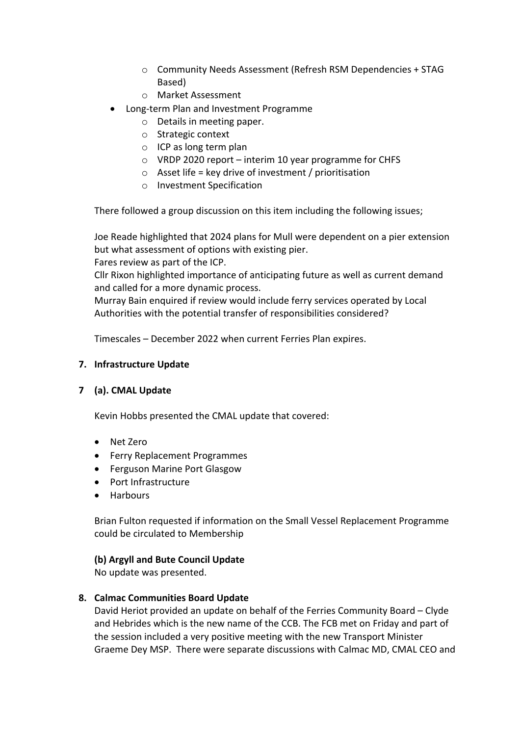- Community Needs Assessment (Refresh RSM Dependencies + STAG Based)
    - Market Assessment
- Long-term Plan and Investment Programme
    - Details in meeting paper.
    - Strategic context
    - ICP as long term plan
    - VRDP 2020 report – interim 10 year programme for CHFS
    - Asset life = key drive of investment / prioritisation
    - Investment Specification

There followed a group discussion on this item including the following issues;

Joe Reade highlighted that 2024 plans for Mull were dependent on a pier extension but what assessment of options with existing pier.
Fares review as part of the ICP.
Cllr Rixon highlighted importance of anticipating future as well as current demand and called for a more dynamic process.
Murray Bain enquired if review would include ferry services operated by Local Authorities with the potential transfer of responsibilities considered?

Timescales – December 2022 when current Ferries Plan expires.

**7. Infrastructure Update**

**7 (a). CMAL Update**

Kevin Hobbs presented the CMAL update that covered:

- Net Zero
- Ferry Replacement Programmes
- Ferguson Marine Port Glasgow
- Port Infrastructure
- Harbours

Brian Fulton requested if information on the Small Vessel Replacement Programme could be circulated to Membership

**(b) Argyll and Bute Council Update**
No update was presented.

**8. Calmac Communities Board Update**
David Heriot provided an update on behalf of the Ferries Community Board – Clyde and Hebrides which is the new name of the CCB. The FCB met on Friday and part of the session included a very positive meeting with the new Transport Minister Graeme Dey MSP. There were separate discussions with Calmac MD, CMAL CEO and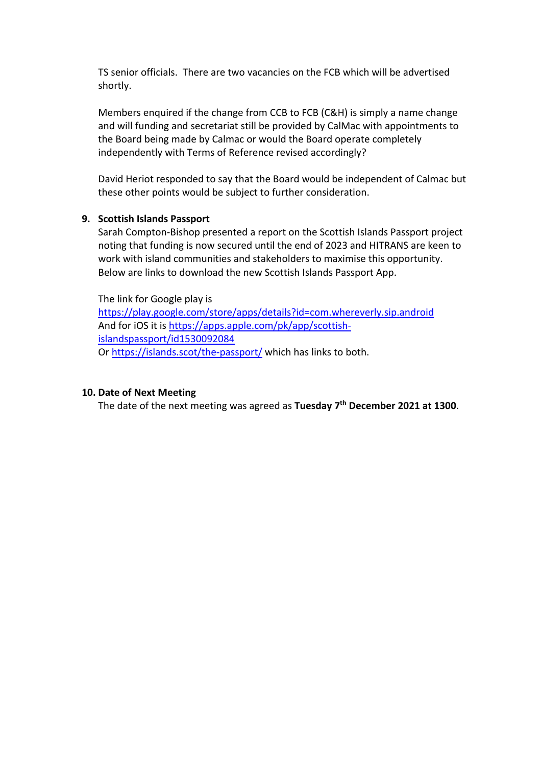TS senior officials. There are two vacancies on the FCB which will be advertised shortly.

Members enquired if the change from CCB to FCB (C&H) is simply a name change and will funding and secretariat still be provided by CalMac with appointments to the Board being made by Calmac or would the Board operate completely independently with Terms of Reference revised accordingly?

David Heriot responded to say that the Board would be independent of Calmac but these other points would be subject to further consideration.

**9. Scottish Islands Passport**

Sarah Compton-Bishop presented a report on the Scottish Islands Passport project noting that funding is now secured until the end of 2023 and HITRANS are keen to work with island communities and stakeholders to maximise this opportunity. Below are links to download the new Scottish Islands Passport App.

The link for Google play is https://play.google.com/store/apps/details?id=com.whereverly.sip.android
And for iOS it is https://apps.apple.com/pk/app/scottish-islandspassport/id1530092084
Or https://islands.scot/the-passport/ which has links to both.

**10. Date of Next Meeting**

The date of the next meeting was agreed as **Tuesday 7th December 2021 at 1300**.